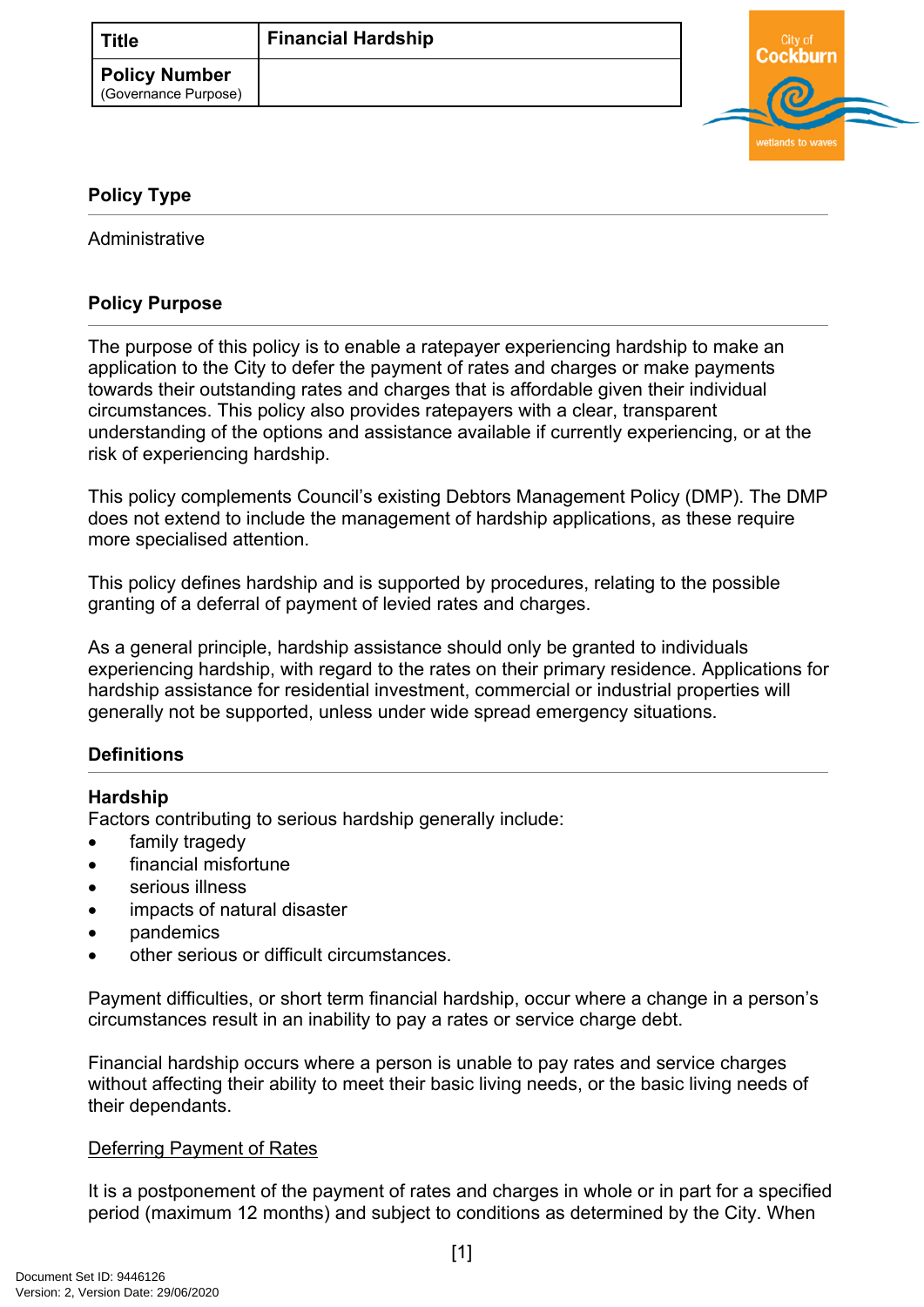| Title | Financial Hardship |
| --- | --- |
| **Policy Number** (Governance Purpose) | |

## Policy Type

Administrative

## Policy Purpose

The purpose of this policy is to enable a ratepayer experiencing hardship to make an application to the City to defer the payment of rates and charges or make payments towards their outstanding rates and charges that is affordable given their individual circumstances. This policy also provides ratepayers with a clear, transparent understanding of the options and assistance available if currently experiencing, or at the risk of experiencing hardship.

This policy complements Council's existing Debtors Management Policy (DMP). The DMP does not extend to include the management of hardship applications, as these require more specialised attention.

This policy defines hardship and is supported by procedures, relating to the possible granting of a deferral of payment of levied rates and charges.

As a general principle, hardship assistance should only be granted to individuals experiencing hardship, with regard to the rates on their primary residence. Applications for hardship assistance for residential investment, commercial or industrial properties will generally not be supported, unless under wide spread emergency situations.

## Definitions

### Hardship

Factors contributing to serious hardship generally include:

- family tragedy
- financial misfortune
- serious illness
- impacts of natural disaster
- pandemics
- other serious or difficult circumstances.

Payment difficulties, or short term financial hardship, occur where a change in a person's circumstances result in an inability to pay a rates or service charge debt.

Financial hardship occurs where a person is unable to pay rates and service charges without affecting their ability to meet their basic living needs, or the basic living needs of their dependants.

<u>Deferring Payment of Rates</u>

It is a postponement of the payment of rates and charges in whole or in part for a specified period (maximum 12 months) and subject to conditions as determined by the City. When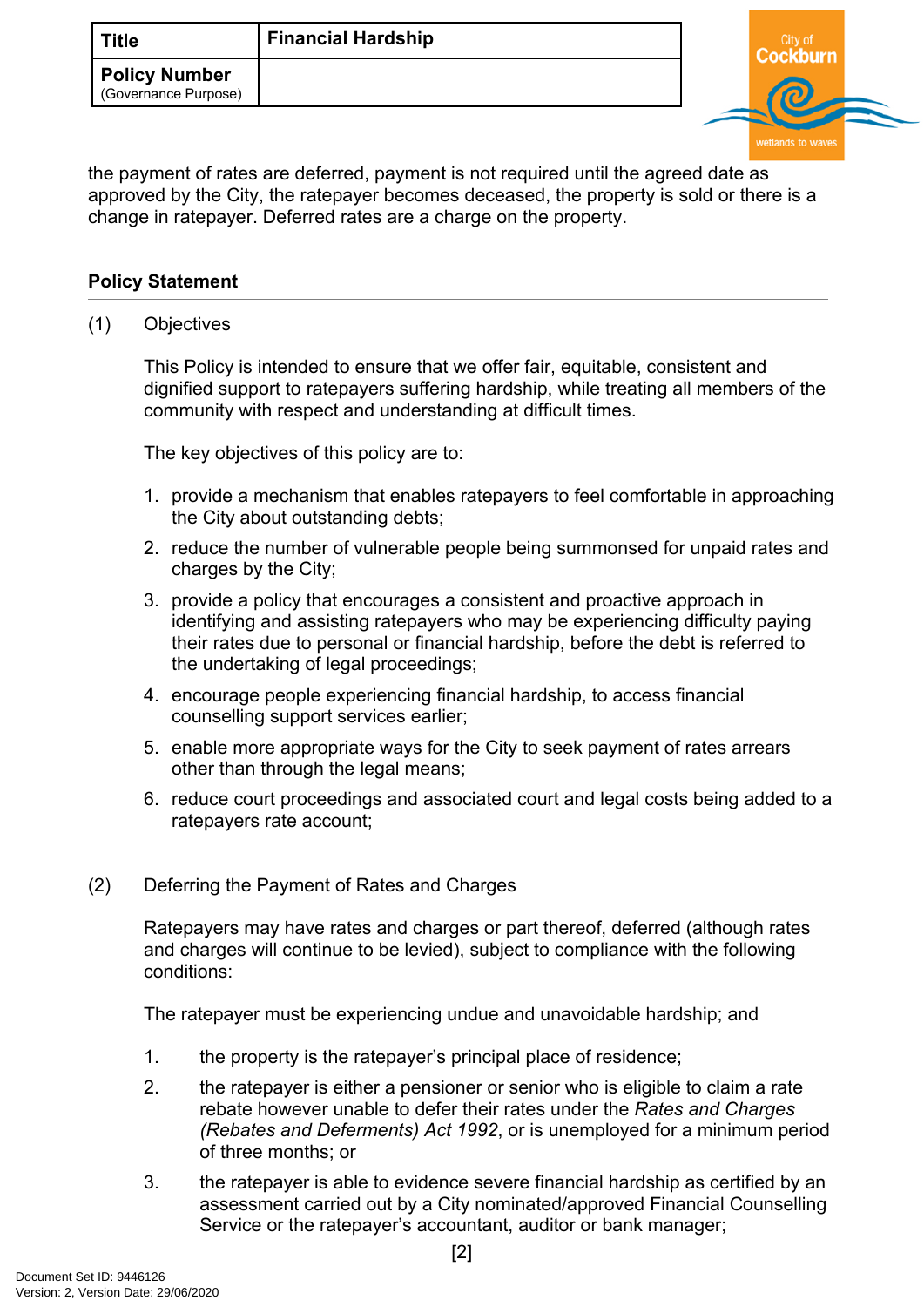the payment of rates are deferred, payment is not required until the agreed date as approved by the City, the ratepayer becomes deceased, the property is sold or there is a change in ratepayer. Deferred rates are a charge on the property.

## Policy Statement

(1) Objectives

This Policy is intended to ensure that we offer fair, equitable, consistent and dignified support to ratepayers suffering hardship, while treating all members of the community with respect and understanding at difficult times.

The key objectives of this policy are to:

1. provide a mechanism that enables ratepayers to feel comfortable in approaching the City about outstanding debts;
2. reduce the number of vulnerable people being summonsed for unpaid rates and charges by the City;
3. provide a policy that encourages a consistent and proactive approach in identifying and assisting ratepayers who may be experiencing difficulty paying their rates due to personal or financial hardship, before the debt is referred to the undertaking of legal proceedings;
4. encourage people experiencing financial hardship, to access financial counselling support services earlier;
5. enable more appropriate ways for the City to seek payment of rates arrears other than through the legal means;
6. reduce court proceedings and associated court and legal costs being added to a ratepayers rate account;

(2) Deferring the Payment of Rates and Charges

Ratepayers may have rates and charges or part thereof, deferred (although rates and charges will continue to be levied), subject to compliance with the following conditions:

The ratepayer must be experiencing undue and unavoidable hardship; and

1. the property is the ratepayer's principal place of residence;
2. the ratepayer is either a pensioner or senior who is eligible to claim a rate rebate however unable to defer their rates under the *Rates and Charges (Rebates and Deferments) Act 1992*, or is unemployed for a minimum period of three months; or
3. the ratepayer is able to evidence severe financial hardship as certified by an assessment carried out by a City nominated/approved Financial Counselling Service or the ratepayer's accountant, auditor or bank manager;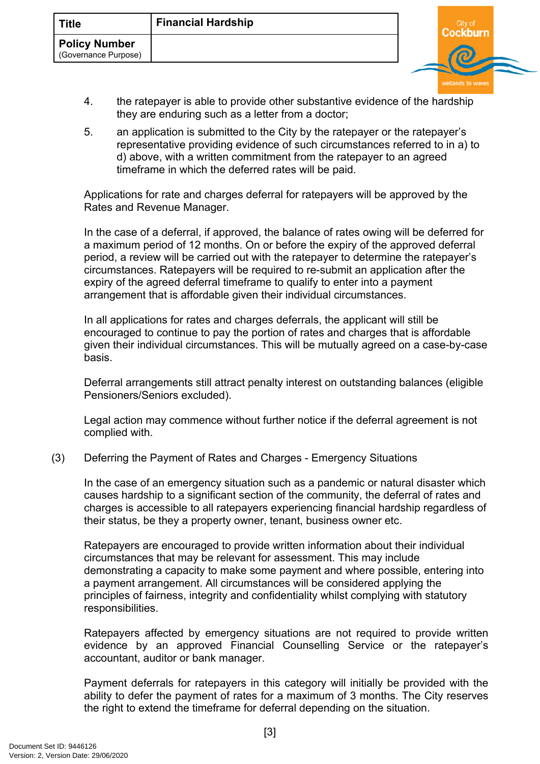4. the ratepayer is able to provide other substantive evidence of the hardship they are enduring such as a letter from a doctor;
5. an application is submitted to the City by the ratepayer or the ratepayer's representative providing evidence of such circumstances referred to in a) to d) above, with a written commitment from the ratepayer to an agreed timeframe in which the deferred rates will be paid.

Applications for rate and charges deferral for ratepayers will be approved by the Rates and Revenue Manager.

In the case of a deferral, if approved, the balance of rates owing will be deferred for a maximum period of 12 months. On or before the expiry of the approved deferral period, a review will be carried out with the ratepayer to determine the ratepayer's circumstances. Ratepayers will be required to re-submit an application after the expiry of the agreed deferral timeframe to qualify to enter into a payment arrangement that is affordable given their individual circumstances.

In all applications for rates and charges deferrals, the applicant will still be encouraged to continue to pay the portion of rates and charges that is affordable given their individual circumstances. This will be mutually agreed on a case-by-case basis.

Deferral arrangements still attract penalty interest on outstanding balances (eligible Pensioners/Seniors excluded).

Legal action may commence without further notice if the deferral agreement is not complied with.

(3) Deferring the Payment of Rates and Charges - Emergency Situations

In the case of an emergency situation such as a pandemic or natural disaster which causes hardship to a significant section of the community, the deferral of rates and charges is accessible to all ratepayers experiencing financial hardship regardless of their status, be they a property owner, tenant, business owner etc.

Ratepayers are encouraged to provide written information about their individual circumstances that may be relevant for assessment. This may include demonstrating a capacity to make some payment and where possible, entering into a payment arrangement. All circumstances will be considered applying the principles of fairness, integrity and confidentiality whilst complying with statutory responsibilities.

Ratepayers affected by emergency situations are not required to provide written evidence by an approved Financial Counselling Service or the ratepayer's accountant, auditor or bank manager.

Payment deferrals for ratepayers in this category will initially be provided with the ability to defer the payment of rates for a maximum of 3 months. The City reserves the right to extend the timeframe for deferral depending on the situation.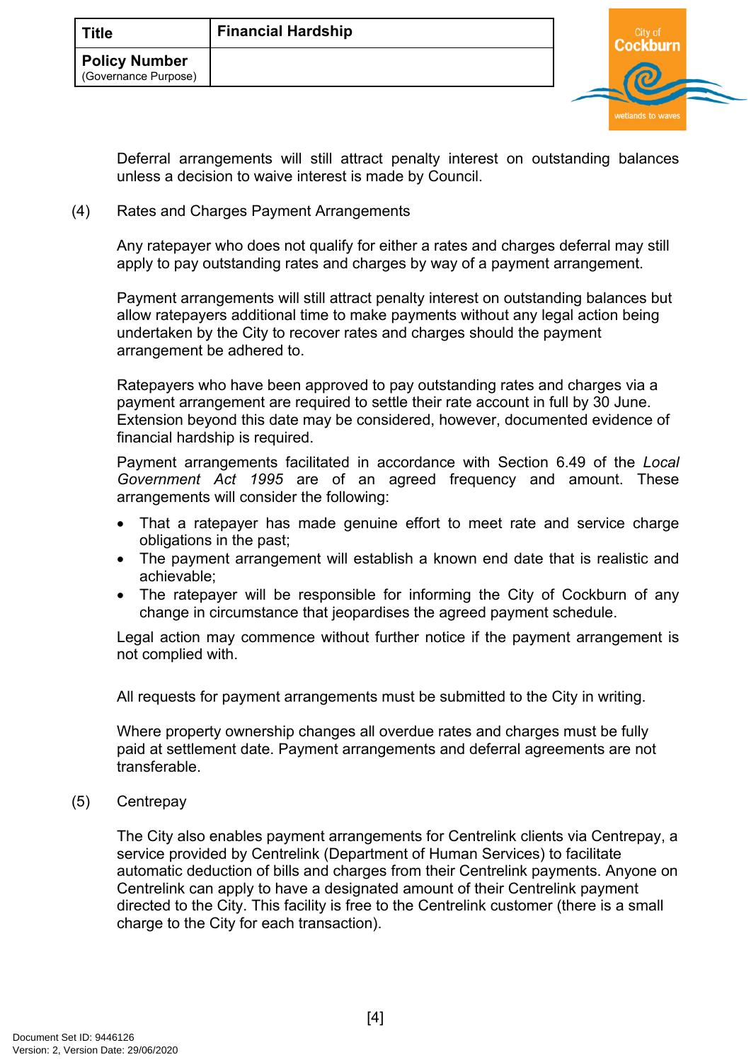Deferral arrangements will still attract penalty interest on outstanding balances unless a decision to waive interest is made by Council.

(4) Rates and Charges Payment Arrangements

Any ratepayer who does not qualify for either a rates and charges deferral may still apply to pay outstanding rates and charges by way of a payment arrangement.

Payment arrangements will still attract penalty interest on outstanding balances but allow ratepayers additional time to make payments without any legal action being undertaken by the City to recover rates and charges should the payment arrangement be adhered to.

Ratepayers who have been approved to pay outstanding rates and charges via a payment arrangement are required to settle their rate account in full by 30 June. Extension beyond this date may be considered, however, documented evidence of financial hardship is required.

Payment arrangements facilitated in accordance with Section 6.49 of the *Local Government Act 1995* are of an agreed frequency and amount. These arrangements will consider the following:

- That a ratepayer has made genuine effort to meet rate and service charge obligations in the past;
- The payment arrangement will establish a known end date that is realistic and achievable;
- The ratepayer will be responsible for informing the City of Cockburn of any change in circumstance that jeopardises the agreed payment schedule.

Legal action may commence without further notice if the payment arrangement is not complied with.

All requests for payment arrangements must be submitted to the City in writing.

Where property ownership changes all overdue rates and charges must be fully paid at settlement date. Payment arrangements and deferral agreements are not transferable.

(5) Centrepay

The City also enables payment arrangements for Centrelink clients via Centrepay, a service provided by Centrelink (Department of Human Services) to facilitate automatic deduction of bills and charges from their Centrelink payments. Anyone on Centrelink can apply to have a designated amount of their Centrelink payment directed to the City. This facility is free to the Centrelink customer (there is a small charge to the City for each transaction).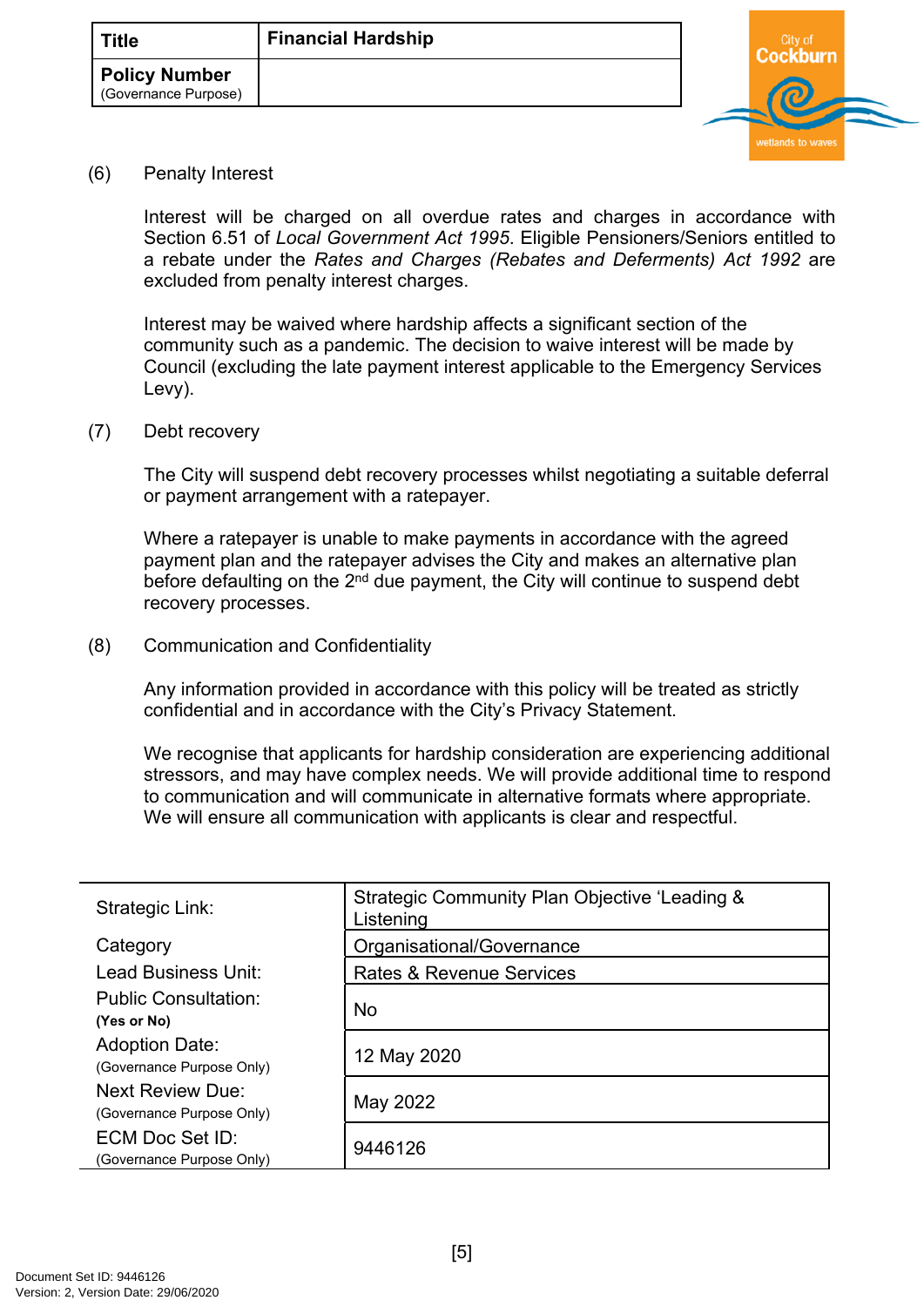| Title | Financial Hardship |
|---|---|
| **Policy Number** (Governance Purpose) | |

(6) Penalty Interest

Interest will be charged on all overdue rates and charges in accordance with Section 6.51 of *Local Government Act 1995*. Eligible Pensioners/Seniors entitled to a rebate under the *Rates and Charges (Rebates and Deferments) Act 1992* are excluded from penalty interest charges.

Interest may be waived where hardship affects a significant section of the community such as a pandemic. The decision to waive interest will be made by Council (excluding the late payment interest applicable to the Emergency Services Levy).

(7) Debt recovery

The City will suspend debt recovery processes whilst negotiating a suitable deferral or payment arrangement with a ratepayer.

Where a ratepayer is unable to make payments in accordance with the agreed payment plan and the ratepayer advises the City and makes an alternative plan before defaulting on the 2nd due payment, the City will continue to suspend debt recovery processes.

(8) Communication and Confidentiality

Any information provided in accordance with this policy will be treated as strictly confidential and in accordance with the City's Privacy Statement.

We recognise that applicants for hardship consideration are experiencing additional stressors, and may have complex needs. We will provide additional time to respond to communication and will communicate in alternative formats where appropriate. We will ensure all communication with applicants is clear and respectful.

| | |
|---|---|
| Strategic Link: | Strategic Community Plan Objective 'Leading & Listening |
| Category | Organisational/Governance |
| Lead Business Unit: | Rates & Revenue Services |
| Public Consultation: **(Yes or No)** | No |
| Adoption Date: (Governance Purpose Only) | 12 May 2020 |
| Next Review Due: (Governance Purpose Only) | May 2022 |
| ECM Doc Set ID: (Governance Purpose Only) | 9446126 |

Document Set ID: 9446126
Version: 2, Version Date: 29/06/2020